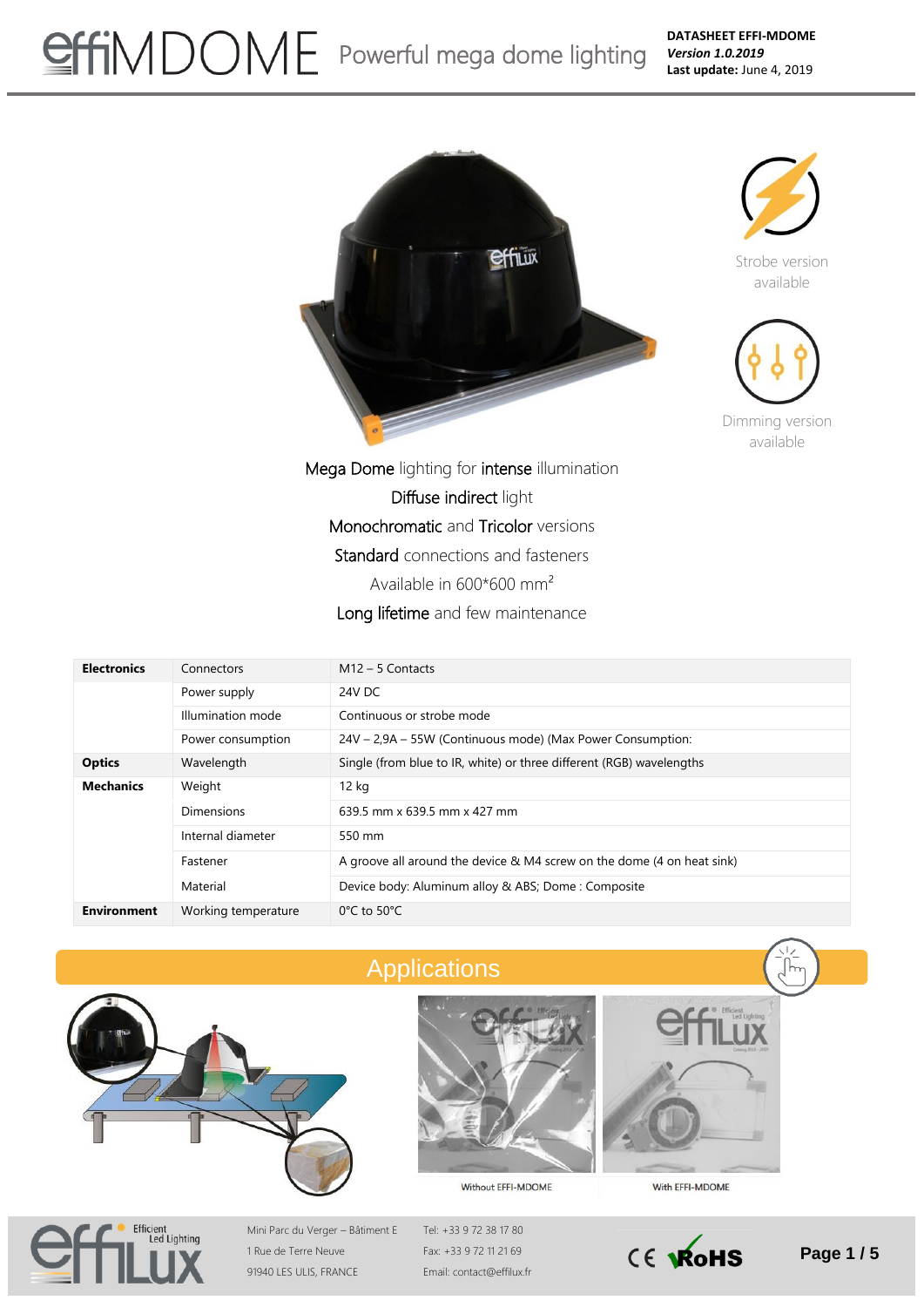# effiMDOME Powerful mega dome lighting

**DATASHEET EFFI-MDOME**
***Version 1.0.2019***
**Last update:** June 4, 2019

Strobe version available

Dimming version available

Mega Dome lighting for intense illumination

Diffuse indirect light

Monochromatic and Tricolor versions

Standard connections and fasteners

Available in 600*600 mm²

Long lifetime and few maintenance

| | | |
|---|---|---|
| **Electronics** | Connectors | M12 – 5 Contacts |
| | Power supply | 24V DC |
| | Illumination mode | Continuous or strobe mode |
| | Power consumption | 24V – 2,9A – 55W (Continuous mode) (Max Power Consumption: |
| **Optics** | Wavelength | Single (from blue to IR, white) or three different (RGB) wavelengths |
| **Mechanics** | Weight | 12 kg |
| | Dimensions | 639.5 mm x 639.5 mm x 427 mm |
| | Internal diameter | 550 mm |
| | Fastener | A groove all around the device & M4 screw on the dome (4 on heat sink) |
| | Material | Device body: Aluminum alloy & ABS; Dome : Composite |
| **Environment** | Working temperature | 0°C to 50°C |

## Applications

Without EFFI-MDOME

With EFFI-MDOME

Mini Parc du Verger – Bâtiment E
1 Rue de Terre Neuve
91940 LES ULIS, FRANCE

Tel: +33 9 72 38 17 80
Fax: +33 9 72 11 21 69
Email: contact@effilux.fr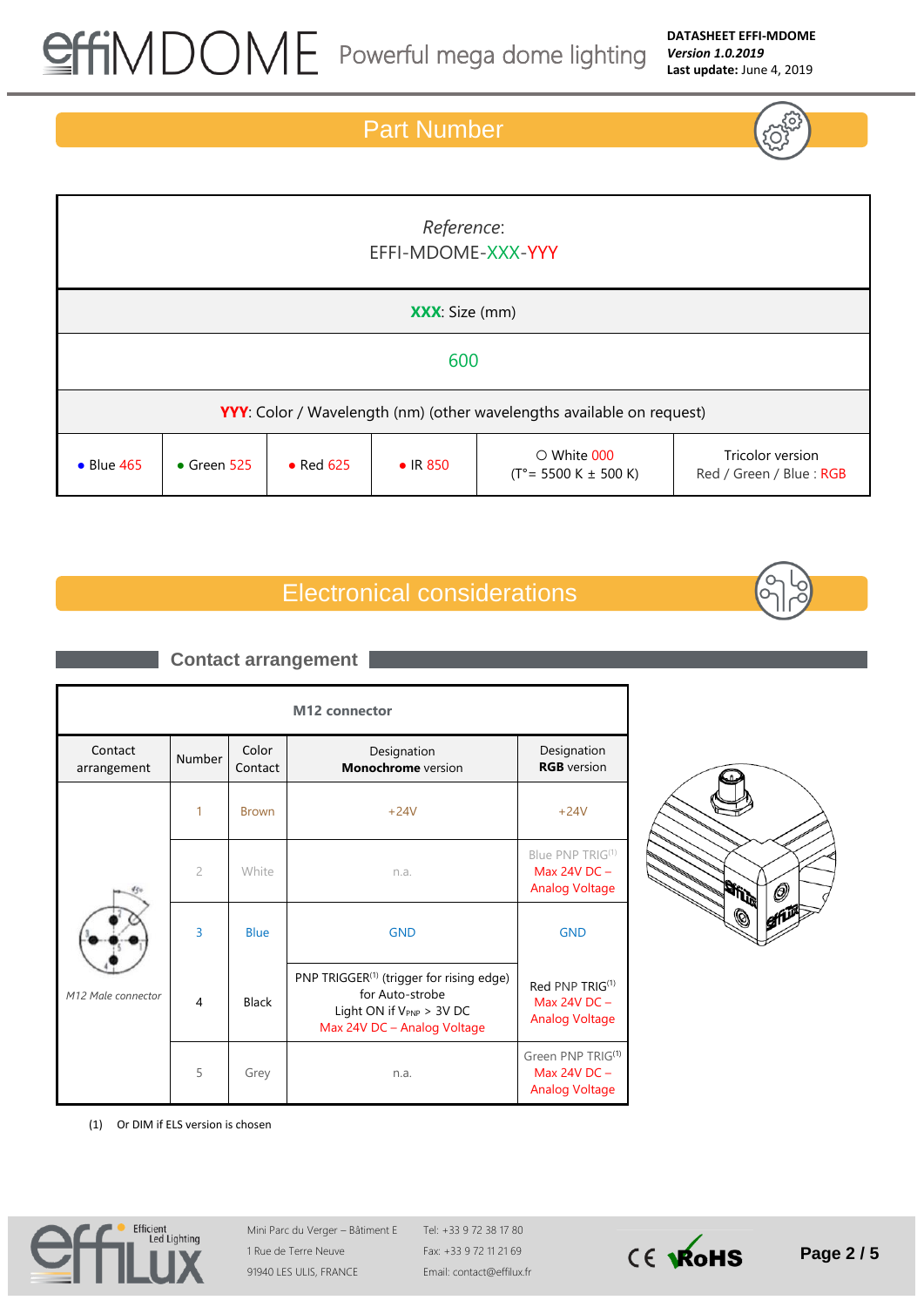## Part Number

| *Reference*: EFFI-MDOME-XXX-YYY | | | | | |
|---|---|---|---|---|---|
| **XXX**: Size (mm) | | | | | |
| 600 | | | | | |
| **YYY**: Color / Wavelength (nm) (other wavelengths available on request) | | | | | |
| • Blue 465 | • Green 525 | • Red 625 | • IR 850 | ○ White 000 (T°= 5500 K ± 500 K) | Tricolor version Red / Green / Blue : RGB |

## Electronical considerations

### Contact arrangement

| M12 connector | | | | |
|---|---|---|---|---|
| Contact arrangement | Number | Color Contact | Designation **Monochrome** version | Designation **RGB** version |
| *M12 Male connector* | 1 | Brown | +24V | +24V |
| | 2 | White | n.a. | Blue PNP TRIG(1) Max 24V DC – Analog Voltage |
| | 3 | Blue | GND | GND |
| | 4 | Black | PNP TRIGGER(1) (trigger for rising edge) for Auto-strobe Light ON if $V_{PNP}$ > 3V DC Max 24V DC – Analog Voltage | Red PNP TRIG(1) Max 24V DC – Analog Voltage |
| | 5 | Grey | n.a. | Green PNP TRIG(1) Max 24V DC – Analog Voltage |

(1) Or DIM if ELS version is chosen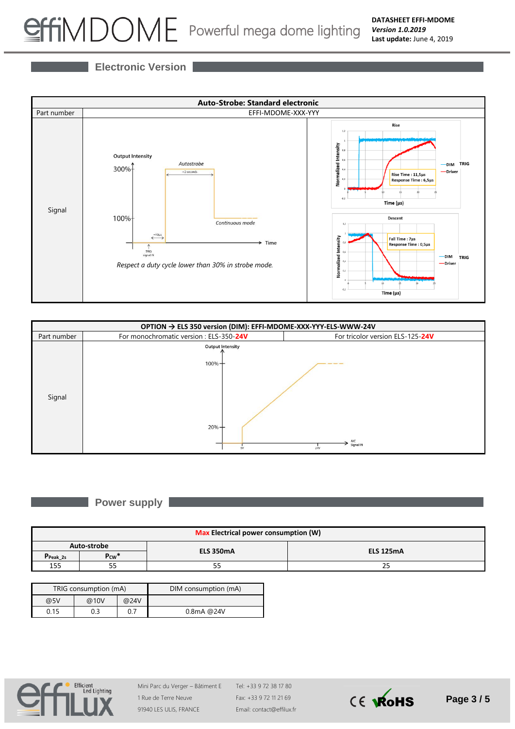## Electronic Version

| Auto-Strobe: Standard electronic | |
|---|---|
| Part number | EFFI-MDOME-XXX-YYY |
| Signal | Output Intensity, 300%, 100%, Autostrobe, ≈2 seconds, Continuous mode, ≈10µs, TRIG signal IN, Time. *Respect a duty cycle lower than 30% in strobe mode.* Rise: Rise Time : 11,5µs, Response Time : 6,5µs. Descent: Fall Time : 7µs, Response Time : 0,5µs. DIM TRIG / Driver |

| OPTION → ELS 350 version (DIM): EFFI-MDOME-XXX-YYY-ELS-WWW-24V | |
|---|---|
| Part number | For monochromatic version : ELS-350-**24V** / For tricolor version ELS-125-**24V** |
| Signal | Output Intensity: 20% at 5V to 100% at 24V (A/C Signal IN) |

## Power supply

| **Max** Electrical power consumption (W) | | | |
|---|---|---|---|
| Auto-strobe | | ELS 350mA | ELS 125mA |
| $P_{Peak\_2s}$ | $P_{CW}$* | | |
| 155 | 55 | 55 | 25 |

| TRIG consumption (mA) | | | DIM consumption (mA) |
|---|---|---|---|
| @5V | @10V | @24V | |
| 0.15 | 0.3 | 0.7 | 0.8mA @24V |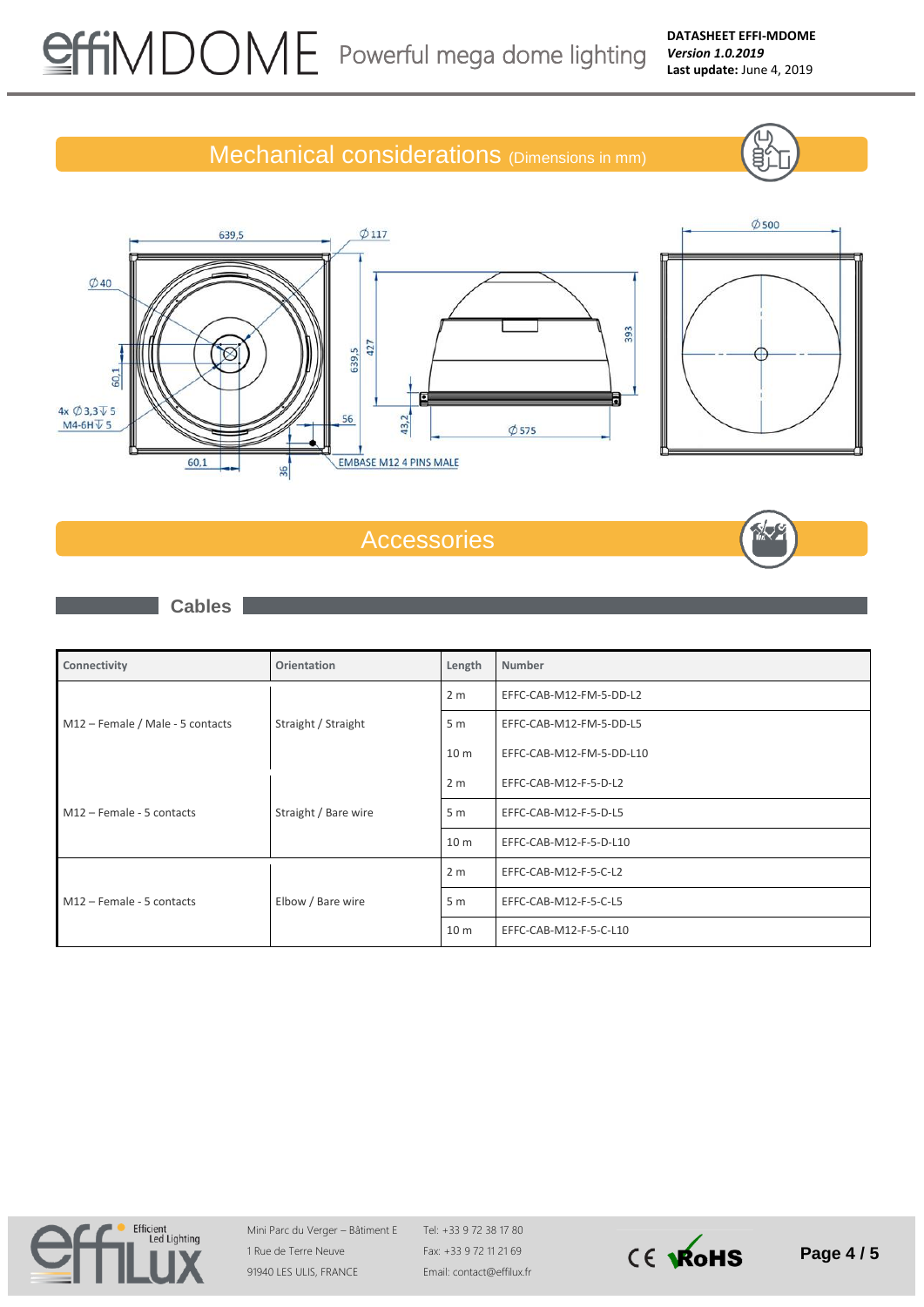## Mechanical considerations (Dimensions in mm)

## Accessories

### Cables

| Connectivity | Orientation | Length | Number |
|---|---|---|---|
| M12 – Female / Male - 5 contacts | Straight / Straight | 2 m | EFFC-CAB-M12-FM-5-DD-L2 |
| | | 5 m | EFFC-CAB-M12-FM-5-DD-L5 |
| | | 10 m | EFFC-CAB-M12-FM-5-DD-L10 |
| M12 – Female - 5 contacts | Straight / Bare wire | 2 m | EFFC-CAB-M12-F-5-D-L2 |
| | | 5 m | EFFC-CAB-M12-F-5-D-L5 |
| | | 10 m | EFFC-CAB-M12-F-5-D-L10 |
| M12 – Female - 5 contacts | Elbow / Bare wire | 2 m | EFFC-CAB-M12-F-5-C-L2 |
| | | 5 m | EFFC-CAB-M12-F-5-C-L5 |
| | | 10 m | EFFC-CAB-M12-F-5-C-L10 |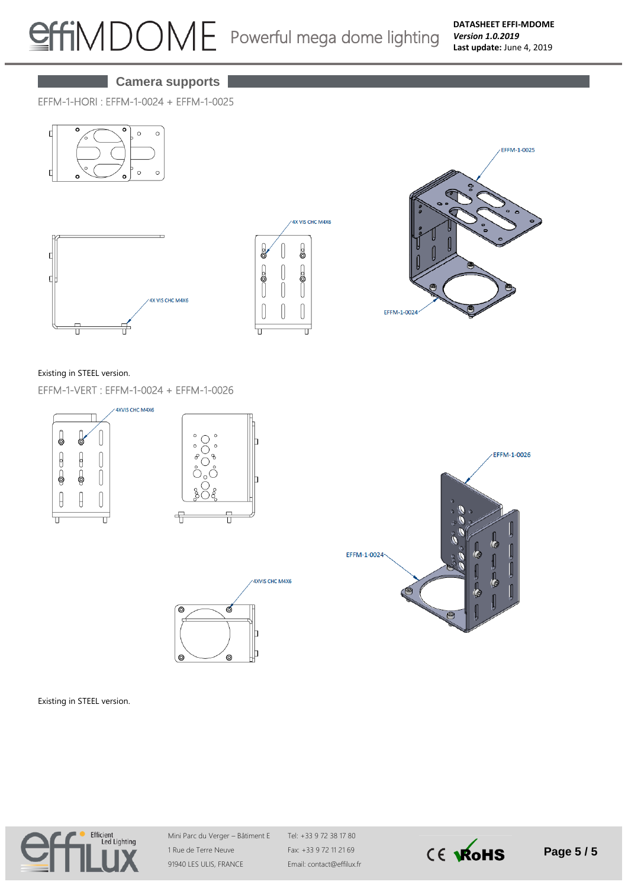## Camera supports

EFFM-1-HORI : EFFM-1-0024 + EFFM-1-0025

EFFM-1-0025

4X VIS CHC M4X6

4X VIS CHC M4X6

EFFM-1-0024

Existing in STEEL version.

EFFM-1-VERT : EFFM-1-0024 + EFFM-1-0026

4XVIS CHC M4X6

EFFM-1-0026

EFFM-1-0024

4XVIS CHC M4X6

Existing in STEEL version.